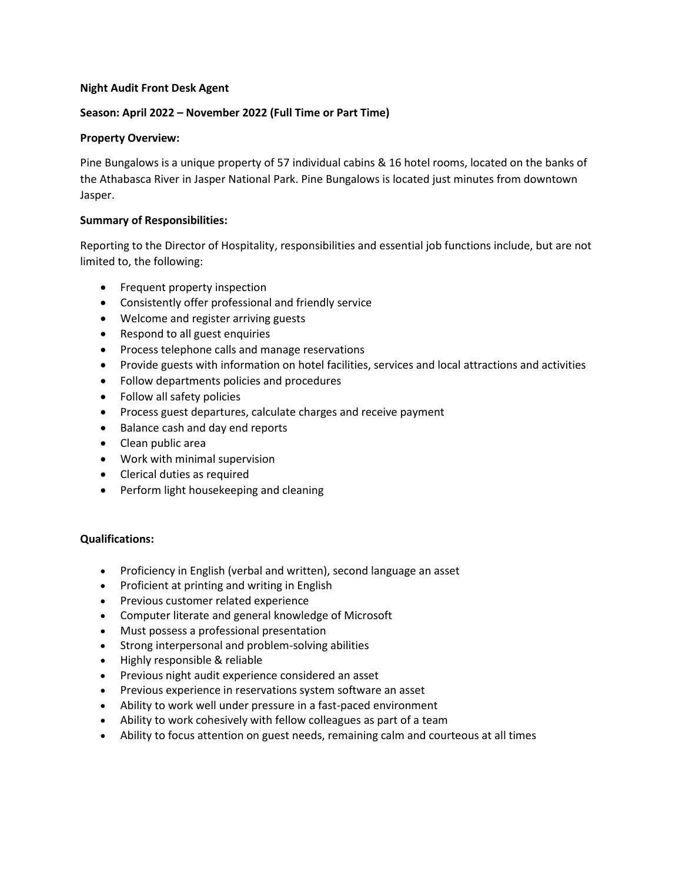**Night Audit Front Desk Agent**

**Season: April 2022 – November 2022 (Full Time or Part Time)**

**Property Overview:**

Pine Bungalows is a unique property of 57 individual cabins & 16 hotel rooms, located on the banks of the Athabasca River in Jasper National Park. Pine Bungalows is located just minutes from downtown Jasper.

**Summary of Responsibilities:**

Reporting to the Director of Hospitality, responsibilities and essential job functions include, but are not limited to, the following:

- Frequent property inspection
- Consistently offer professional and friendly service
- Welcome and register arriving guests
- Respond to all guest enquiries
- Process telephone calls and manage reservations
- Provide guests with information on hotel facilities, services and local attractions and activities
- Follow departments policies and procedures
- Follow all safety policies
- Process guest departures, calculate charges and receive payment
- Balance cash and day end reports
- Clean public area
- Work with minimal supervision
- Clerical duties as required
- Perform light housekeeping and cleaning

**Qualifications:**

- Proficiency in English (verbal and written), second language an asset
- Proficient at printing and writing in English
- Previous customer related experience
- Computer literate and general knowledge of Microsoft
- Must possess a professional presentation
- Strong interpersonal and problem-solving abilities
- Highly responsible & reliable
- Previous night audit experience considered an asset
- Previous experience in reservations system software an asset
- Ability to work well under pressure in a fast-paced environment
- Ability to work cohesively with fellow colleagues as part of a team
- Ability to focus attention on guest needs, remaining calm and courteous at all times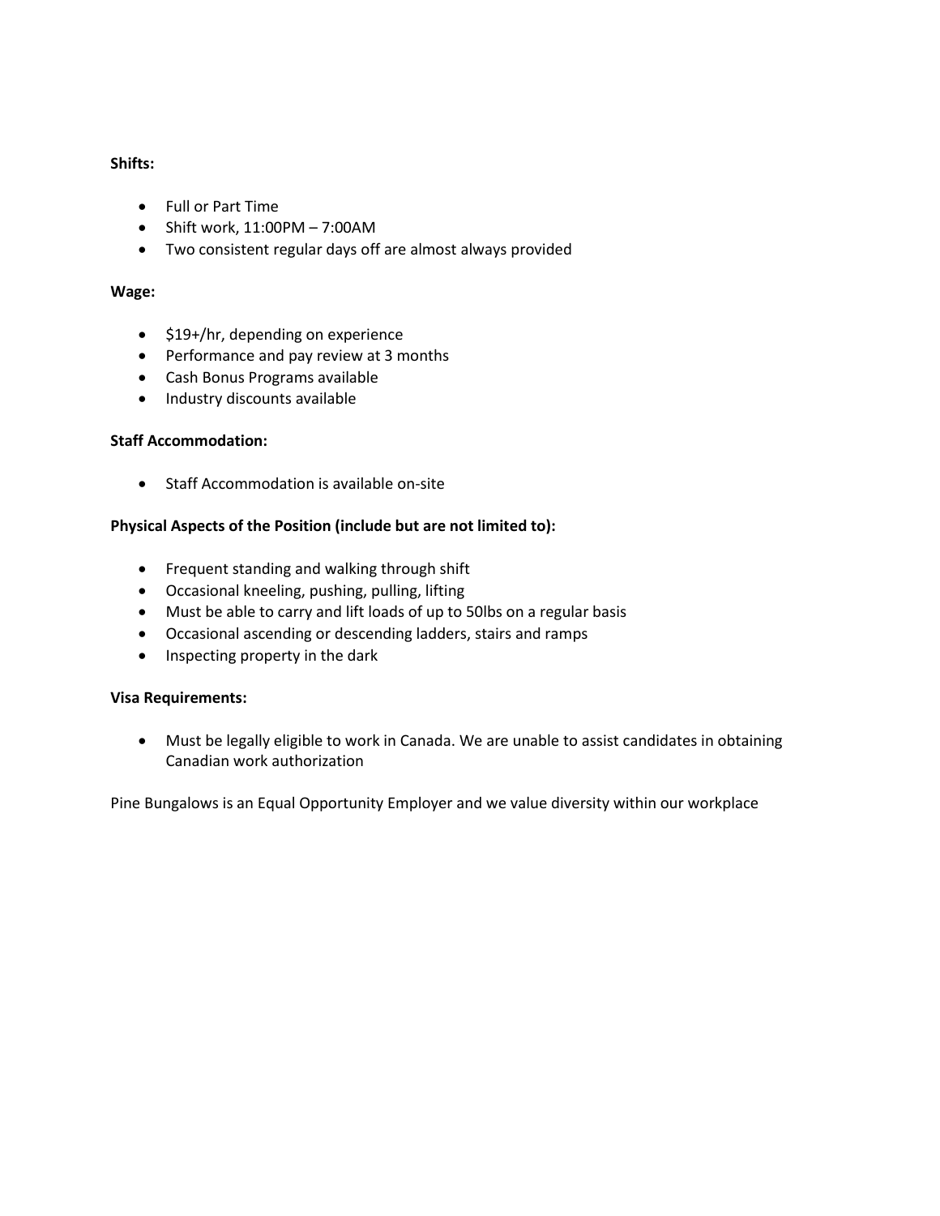**Shifts:**

- Full or Part Time
- Shift work, 11:00PM – 7:00AM
- Two consistent regular days off are almost always provided

**Wage:**

- $19+/hr, depending on experience
- Performance and pay review at 3 months
- Cash Bonus Programs available
- Industry discounts available

**Staff Accommodation:**

- Staff Accommodation is available on-site

**Physical Aspects of the Position (include but are not limited to):**

- Frequent standing and walking through shift
- Occasional kneeling, pushing, pulling, lifting
- Must be able to carry and lift loads of up to 50lbs on a regular basis
- Occasional ascending or descending ladders, stairs and ramps
- Inspecting property in the dark

**Visa Requirements:**

- Must be legally eligible to work in Canada. We are unable to assist candidates in obtaining Canadian work authorization

Pine Bungalows is an Equal Opportunity Employer and we value diversity within our workplace